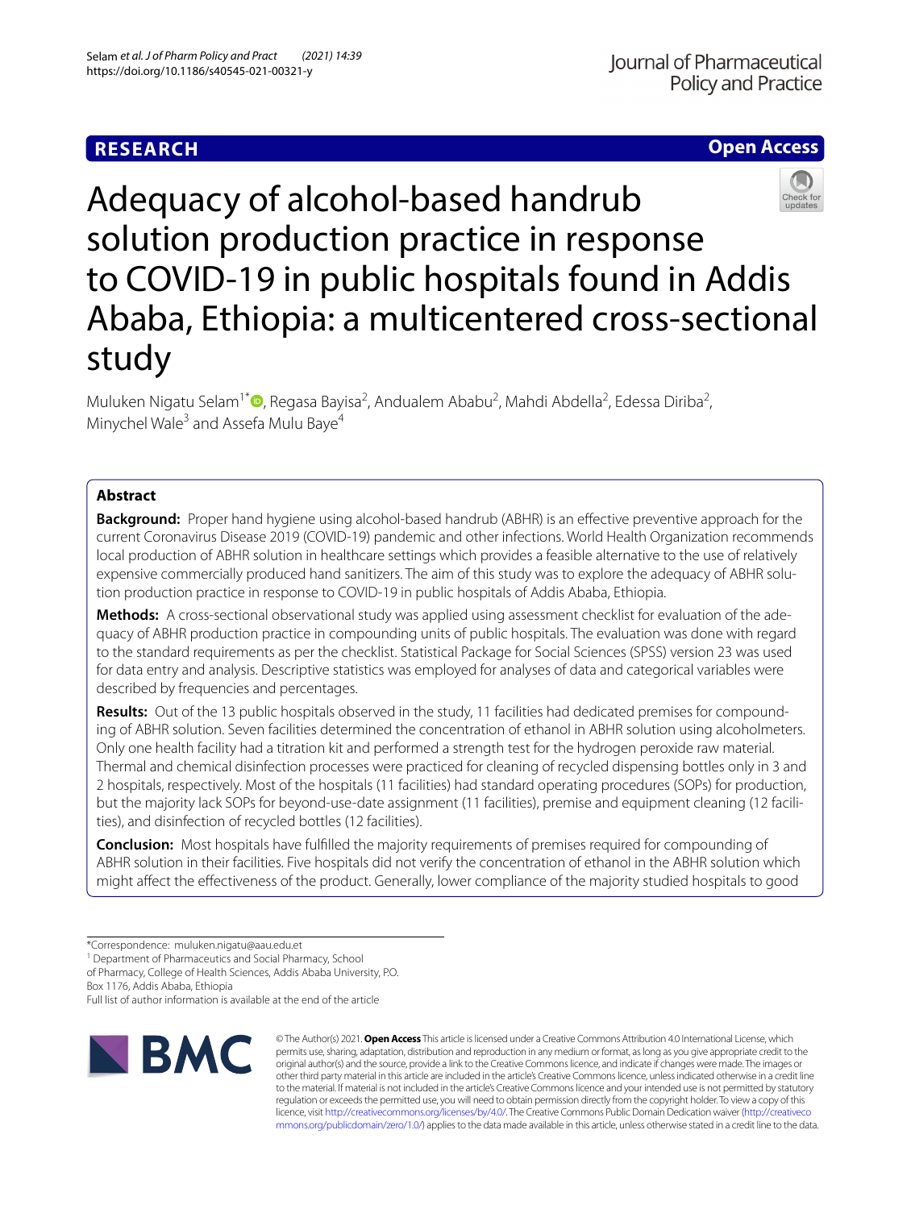RESEARCH

Open Access

# Adequacy of alcohol-based handrub solution production practice in response to COVID-19 in public hospitals found in Addis Ababa, Ethiopia: a multicentered cross-sectional study

Muluken Nigatu Selam[1*], Regasa Bayisa[2], Andualem Ababu[2], Mahdi Abdella[2], Edessa Diriba[2], Minychel Wale[3] and Assefa Mulu Baye[4]

## Abstract

**Background:** Proper hand hygiene using alcohol-based handrub (ABHR) is an effective preventive approach for the current Coronavirus Disease 2019 (COVID-19) pandemic and other infections. World Health Organization recommends local production of ABHR solution in healthcare settings which provides a feasible alternative to the use of relatively expensive commercially produced hand sanitizers. The aim of this study was to explore the adequacy of ABHR solution production practice in response to COVID-19 in public hospitals of Addis Ababa, Ethiopia.

**Methods:** A cross-sectional observational study was applied using assessment checklist for evaluation of the adequacy of ABHR production practice in compounding units of public hospitals. The evaluation was done with regard to the standard requirements as per the checklist. Statistical Package for Social Sciences (SPSS) version 23 was used for data entry and analysis. Descriptive statistics was employed for analyses of data and categorical variables were described by frequencies and percentages.

**Results:** Out of the 13 public hospitals observed in the study, 11 facilities had dedicated premises for compounding of ABHR solution. Seven facilities determined the concentration of ethanol in ABHR solution using alcoholmeters. Only one health facility had a titration kit and performed a strength test for the hydrogen peroxide raw material. Thermal and chemical disinfection processes were practiced for cleaning of recycled dispensing bottles only in 3 and 2 hospitals, respectively. Most of the hospitals (11 facilities) had standard operating procedures (SOPs) for production, but the majority lack SOPs for beyond-use-date assignment (11 facilities), premise and equipment cleaning (12 facilities), and disinfection of recycled bottles (12 facilities).

**Conclusion:** Most hospitals have fulfilled the majority requirements of premises required for compounding of ABHR solution in their facilities. Five hospitals did not verify the concentration of ethanol in the ABHR solution which might affect the effectiveness of the product. Generally, lower compliance of the majority studied hospitals to good

*Correspondence: muluken.nigatu@aau.edu.et
[1] Department of Pharmaceutics and Social Pharmacy, School of Pharmacy, College of Health Sciences, Addis Ababa University, P.O. Box 1176, Addis Ababa, Ethiopia
Full list of author information is available at the end of the article

© The Author(s) 2021. **Open Access** This article is licensed under a Creative Commons Attribution 4.0 International License, which permits use, sharing, adaptation, distribution and reproduction in any medium or format, as long as you give appropriate credit to the original author(s) and the source, provide a link to the Creative Commons licence, and indicate if changes were made. The images or other third party material in this article are included in the article's Creative Commons licence, unless indicated otherwise in a credit line to the material. If material is not included in the article's Creative Commons licence and your intended use is not permitted by statutory regulation or exceeds the permitted use, you will need to obtain permission directly from the copyright holder. To view a copy of this licence, visit http://creativecommons.org/licenses/by/4.0/. The Creative Commons Public Domain Dedication waiver (http://creativecommons.org/publicdomain/zero/1.0/) applies to the data made available in this article, unless otherwise stated in a credit line to the data.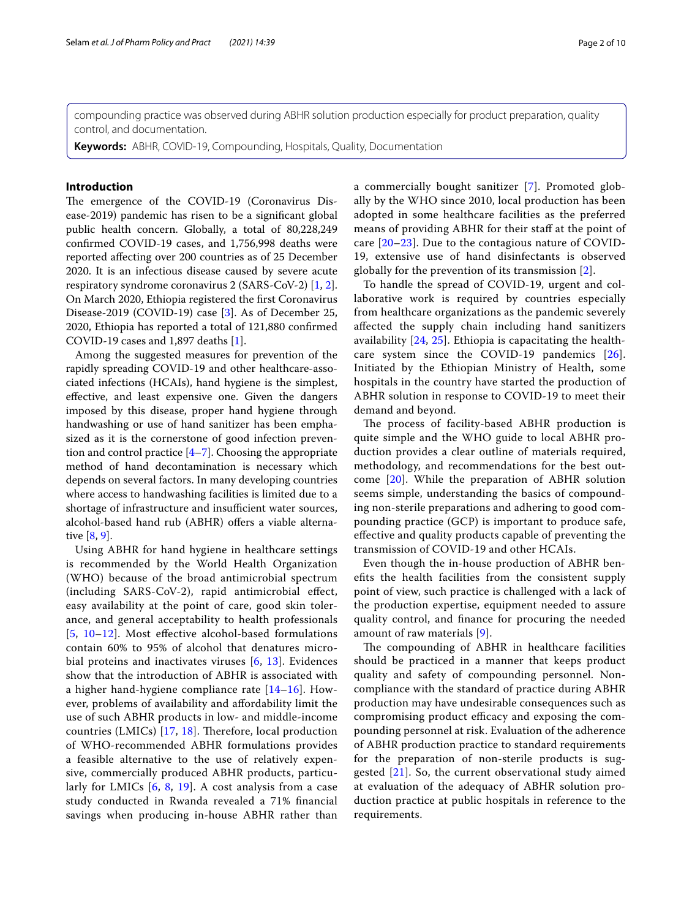compounding practice was observed during ABHR solution production especially for product preparation, quality control, and documentation.

**Keywords:** ABHR, COVID-19, Compounding, Hospitals, Quality, Documentation

## Introduction

The emergence of the COVID-19 (Coronavirus Disease-2019) pandemic has risen to be a significant global public health concern. Globally, a total of 80,228,249 confirmed COVID-19 cases, and 1,756,998 deaths were reported affecting over 200 countries as of 25 December 2020. It is an infectious disease caused by severe acute respiratory syndrome coronavirus 2 (SARS-CoV-2) [1, 2]. On March 2020, Ethiopia registered the first Coronavirus Disease-2019 (COVID-19) case [3]. As of December 25, 2020, Ethiopia has reported a total of 121,880 confirmed COVID-19 cases and 1,897 deaths [1].

Among the suggested measures for prevention of the rapidly spreading COVID-19 and other healthcare-associated infections (HCAIs), hand hygiene is the simplest, effective, and least expensive one. Given the dangers imposed by this disease, proper hand hygiene through handwashing or use of hand sanitizer has been emphasized as it is the cornerstone of good infection prevention and control practice [4–7]. Choosing the appropriate method of hand decontamination is necessary which depends on several factors. In many developing countries where access to handwashing facilities is limited due to a shortage of infrastructure and insufficient water sources, alcohol-based hand rub (ABHR) offers a viable alternative [8, 9].

Using ABHR for hand hygiene in healthcare settings is recommended by the World Health Organization (WHO) because of the broad antimicrobial spectrum (including SARS-CoV-2), rapid antimicrobial effect, easy availability at the point of care, good skin tolerance, and general acceptability to health professionals [5, 10–12]. Most effective alcohol-based formulations contain 60% to 95% of alcohol that denatures microbial proteins and inactivates viruses [6, 13]. Evidences show that the introduction of ABHR is associated with a higher hand-hygiene compliance rate [14–16]. However, problems of availability and affordability limit the use of such ABHR products in low- and middle-income countries (LMICs) [17, 18]. Therefore, local production of WHO-recommended ABHR formulations provides a feasible alternative to the use of relatively expensive, commercially produced ABHR products, particularly for LMICs [6, 8, 19]. A cost analysis from a case study conducted in Rwanda revealed a 71% financial savings when producing in-house ABHR rather than a commercially bought sanitizer [7]. Promoted globally by the WHO since 2010, local production has been adopted in some healthcare facilities as the preferred means of providing ABHR for their staff at the point of care [20–23]. Due to the contagious nature of COVID-19, extensive use of hand disinfectants is observed globally for the prevention of its transmission [2].

To handle the spread of COVID-19, urgent and collaborative work is required by countries especially from healthcare organizations as the pandemic severely affected the supply chain including hand sanitizers availability [24, 25]. Ethiopia is capacitating the healthcare system since the COVID-19 pandemics [26]. Initiated by the Ethiopian Ministry of Health, some hospitals in the country have started the production of ABHR solution in response to COVID-19 to meet their demand and beyond.

The process of facility-based ABHR production is quite simple and the WHO guide to local ABHR production provides a clear outline of materials required, methodology, and recommendations for the best outcome [20]. While the preparation of ABHR solution seems simple, understanding the basics of compounding non-sterile preparations and adhering to good compounding practice (GCP) is important to produce safe, effective and quality products capable of preventing the transmission of COVID-19 and other HCAIs.

Even though the in-house production of ABHR benefits the health facilities from the consistent supply point of view, such practice is challenged with a lack of the production expertise, equipment needed to assure quality control, and finance for procuring the needed amount of raw materials [9].

The compounding of ABHR in healthcare facilities should be practiced in a manner that keeps product quality and safety of compounding personnel. Noncompliance with the standard of practice during ABHR production may have undesirable consequences such as compromising product efficacy and exposing the compounding personnel at risk. Evaluation of the adherence of ABHR production practice to standard requirements for the preparation of non-sterile products is suggested [21]. So, the current observational study aimed at evaluation of the adequacy of ABHR solution production practice at public hospitals in reference to the requirements.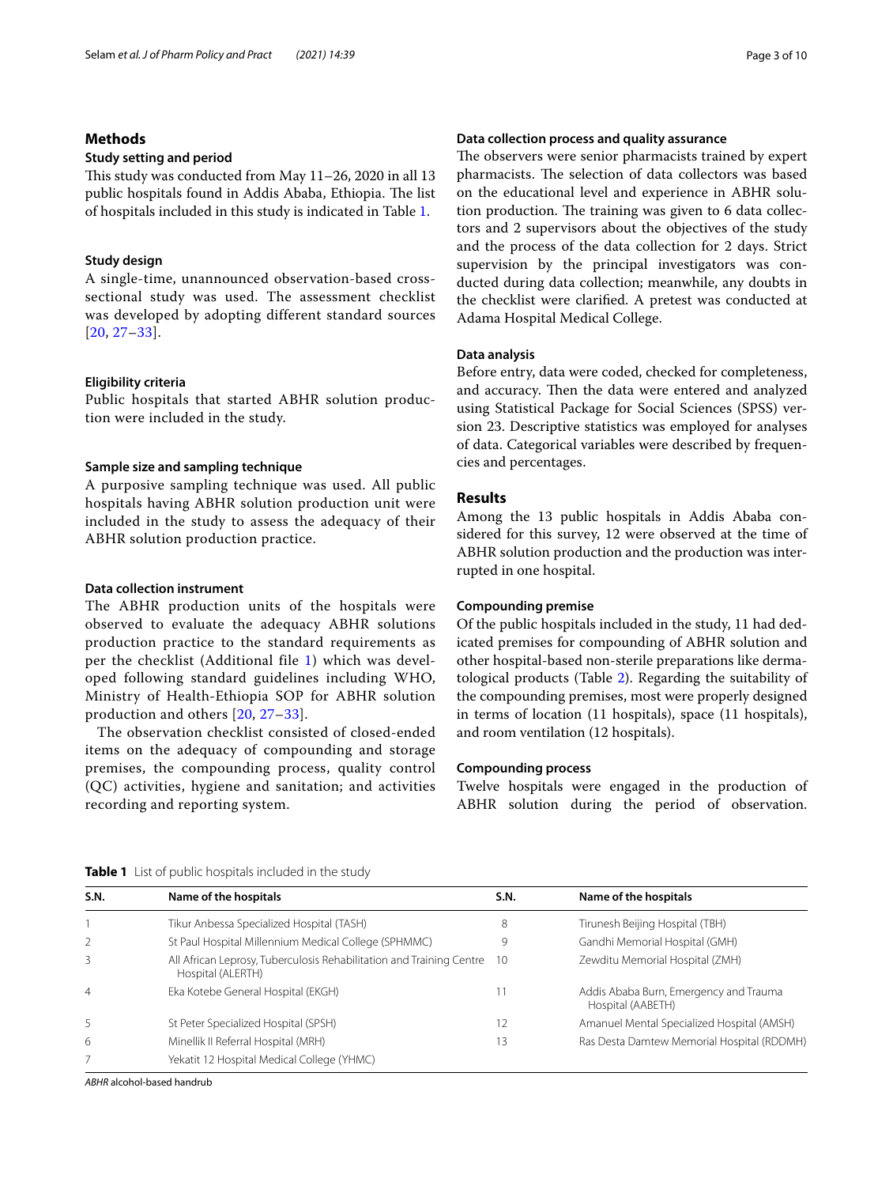## Methods

### Study setting and period

This study was conducted from May 11–26, 2020 in all 13 public hospitals found in Addis Ababa, Ethiopia. The list of hospitals included in this study is indicated in Table 1.

### Study design

A single-time, unannounced observation-based cross-sectional study was used. The assessment checklist was developed by adopting different standard sources [20, 27–33].

### Eligibility criteria

Public hospitals that started ABHR solution production were included in the study.

### Sample size and sampling technique

A purposive sampling technique was used. All public hospitals having ABHR solution production unit were included in the study to assess the adequacy of their ABHR solution production practice.

### Data collection instrument

The ABHR production units of the hospitals were observed to evaluate the adequacy ABHR solutions production practice to the standard requirements as per the checklist (Additional file 1) which was developed following standard guidelines including WHO, Ministry of Health-Ethiopia SOP for ABHR solution production and others [20, 27–33].

The observation checklist consisted of closed-ended items on the adequacy of compounding and storage premises, the compounding process, quality control (QC) activities, hygiene and sanitation; and activities recording and reporting system.

### Data collection process and quality assurance

The observers were senior pharmacists trained by expert pharmacists. The selection of data collectors was based on the educational level and experience in ABHR solution production. The training was given to 6 data collectors and 2 supervisors about the objectives of the study and the process of the data collection for 2 days. Strict supervision by the principal investigators was conducted during data collection; meanwhile, any doubts in the checklist were clarified. A pretest was conducted at Adama Hospital Medical College.

### Data analysis

Before entry, data were coded, checked for completeness, and accuracy. Then the data were entered and analyzed using Statistical Package for Social Sciences (SPSS) version 23. Descriptive statistics was employed for analyses of data. Categorical variables were described by frequencies and percentages.

## Results

Among the 13 public hospitals in Addis Ababa considered for this survey, 12 were observed at the time of ABHR solution production and the production was interrupted in one hospital.

### Compounding premise

Of the public hospitals included in the study, 11 had dedicated premises for compounding of ABHR solution and other hospital-based non-sterile preparations like dermatological products (Table 2). Regarding the suitability of the compounding premises, most were properly designed in terms of location (11 hospitals), space (11 hospitals), and room ventilation (12 hospitals).

### Compounding process

Twelve hospitals were engaged in the production of ABHR solution during the period of observation.

**Table 1** List of public hospitals included in the study

| S.N. | Name of the hospitals | S.N. | Name of the hospitals |
|---|---|---|---|
| 1 | Tikur Anbessa Specialized Hospital (TASH) | 8 | Tirunesh Beijing Hospital (TBH) |
| 2 | St Paul Hospital Millennium Medical College (SPHMMC) | 9 | Gandhi Memorial Hospital (GMH) |
| 3 | All African Leprosy, Tuberculosis Rehabilitation and Training Centre Hospital (ALERTH) | 10 | Zewditu Memorial Hospital (ZMH) |
| 4 | Eka Kotebe General Hospital (EKGH) | 11 | Addis Ababa Burn, Emergency and Trauma Hospital (AABETH) |
| 5 | St Peter Specialized Hospital (SPSH) | 12 | Amanuel Mental Specialized Hospital (AMSH) |
| 6 | Minellik II Referral Hospital (MRH) | 13 | Ras Desta Damtew Memorial Hospital (RDDMH) |
| 7 | Yekatit 12 Hospital Medical College (YHMC) | | |

*ABHR* alcohol-based handrub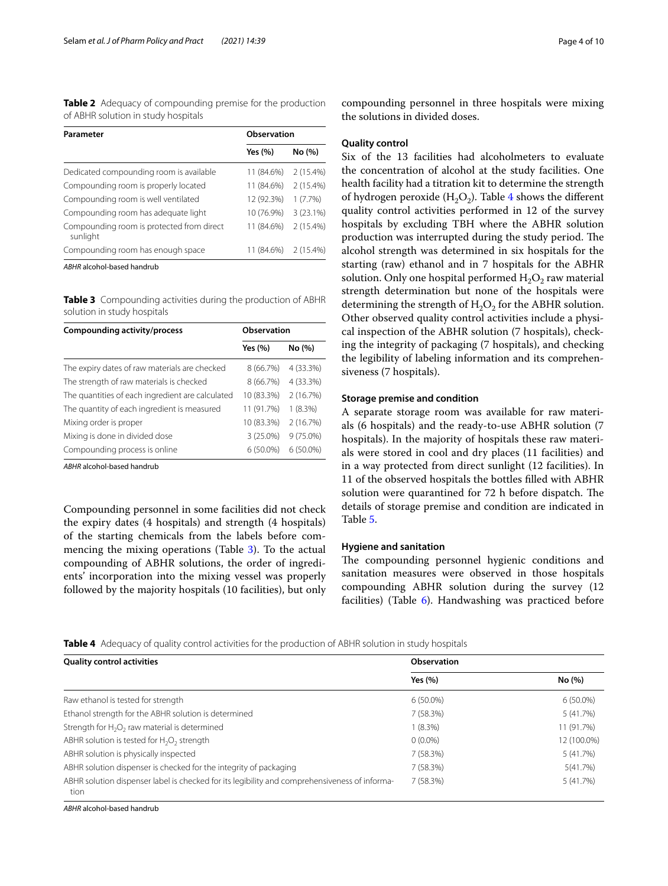**Table 2** Adequacy of compounding premise for the production of ABHR solution in study hospitals

| Parameter | Observation | |
|---|---|---|
| | Yes (%) | No (%) |
| Dedicated compounding room is available | 11 (84.6%) | 2 (15.4%) |
| Compounding room is properly located | 11 (84.6%) | 2 (15.4%) |
| Compounding room is well ventilated | 12 (92.3%) | 1 (7.7%) |
| Compounding room has adequate light | 10 (76.9%) | 3 (23.1%) |
| Compounding room is protected from direct sunlight | 11 (84.6%) | 2 (15.4%) |
| Compounding room has enough space | 11 (84.6%) | 2 (15.4%) |

*ABHR* alcohol-based handrub

**Table 3** Compounding activities during the production of ABHR solution in study hospitals

| Compounding activity/process | Observation | |
|---|---|---|
| | Yes (%) | No (%) |
| The expiry dates of raw materials are checked | 8 (66.7%) | 4 (33.3%) |
| The strength of raw materials is checked | 8 (66.7%) | 4 (33.3%) |
| The quantities of each ingredient are calculated | 10 (83.3%) | 2 (16.7%) |
| The quantity of each ingredient is measured | 11 (91.7%) | 1 (8.3%) |
| Mixing order is proper | 10 (83.3%) | 2 (16.7%) |
| Mixing is done in divided dose | 3 (25.0%) | 9 (75.0%) |
| Compounding process is online | 6 (50.0%) | 6 (50.0%) |

*ABHR* alcohol-based handrub

Compounding personnel in some facilities did not check the expiry dates (4 hospitals) and strength (4 hospitals) of the starting chemicals from the labels before commencing the mixing operations (Table 3). To the actual compounding of ABHR solutions, the order of ingredients' incorporation into the mixing vessel was properly followed by the majority hospitals (10 facilities), but only compounding personnel in three hospitals were mixing the solutions in divided doses.

### Quality control

Six of the 13 facilities had alcoholmeters to evaluate the concentration of alcohol at the study facilities. One health facility had a titration kit to determine the strength of hydrogen peroxide ($H_2O_2$). Table 4 shows the different quality control activities performed in 12 of the survey hospitals by excluding TBH where the ABHR solution production was interrupted during the study period. The alcohol strength was determined in six hospitals for the starting (raw) ethanol and in 7 hospitals for the ABHR solution. Only one hospital performed $H_2O_2$ raw material strength determination but none of the hospitals were determining the strength of $H_2O_2$ for the ABHR solution. Other observed quality control activities include a physical inspection of the ABHR solution (7 hospitals), checking the integrity of packaging (7 hospitals), and checking the legibility of labeling information and its comprehensiveness (7 hospitals).

### Storage premise and condition

A separate storage room was available for raw materials (6 hospitals) and the ready-to-use ABHR solution (7 hospitals). In the majority of hospitals these raw materials were stored in cool and dry places (11 facilities) and in a way protected from direct sunlight (12 facilities). In 11 of the observed hospitals the bottles filled with ABHR solution were quarantined for 72 h before dispatch. The details of storage premise and condition are indicated in Table 5.

### Hygiene and sanitation

The compounding personnel hygienic conditions and sanitation measures were observed in those hospitals compounding ABHR solution during the survey (12 facilities) (Table 6). Handwashing was practiced before

**Table 4** Adequacy of quality control activities for the production of ABHR solution in study hospitals

| Quality control activities | Observation | |
|---|---|---|
| | Yes (%) | No (%) |
| Raw ethanol is tested for strength | 6 (50.0%) | 6 (50.0%) |
| Ethanol strength for the ABHR solution is determined | 7 (58.3%) | 5 (41.7%) |
| Strength for $H_2O_2$ raw material is determined | 1 (8.3%) | 11 (91.7%) |
| ABHR solution is tested for $H_2O_2$ strength | 0 (0.0%) | 12 (100.0%) |
| ABHR solution is physically inspected | 7 (58.3%) | 5 (41.7%) |
| ABHR solution dispenser is checked for the integrity of packaging | 7 (58.3%) | 5(41.7%) |
| ABHR solution dispenser label is checked for its legibility and comprehensiveness of information | 7 (58.3%) | 5 (41.7%) |

*ABHR* alcohol-based handrub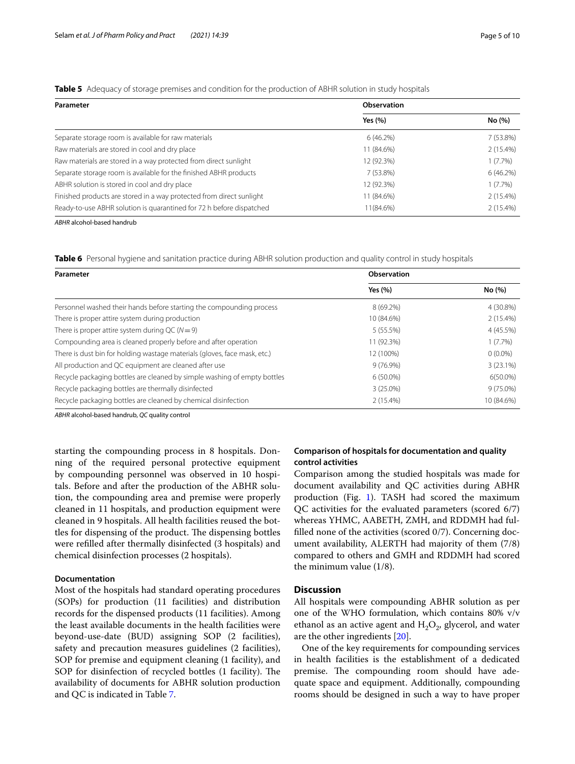**Table 5** Adequacy of storage premises and condition for the production of ABHR solution in study hospitals

| Parameter | Observation | |
|---|---|---|
| | Yes (%) | No (%) |
| Separate storage room is available for raw materials | 6 (46.2%) | 7 (53.8%) |
| Raw materials are stored in cool and dry place | 11 (84.6%) | 2 (15.4%) |
| Raw materials are stored in a way protected from direct sunlight | 12 (92.3%) | 1 (7.7%) |
| Separate storage room is available for the finished ABHR products | 7 (53.8%) | 6 (46.2%) |
| ABHR solution is stored in cool and dry place | 12 (92.3%) | 1 (7.7%) |
| Finished products are stored in a way protected from direct sunlight | 11 (84.6%) | 2 (15.4%) |
| Ready-to-use ABHR solution is quarantined for 72 h before dispatched | 11(84.6%) | 2 (15.4%) |

*ABHR* alcohol-based handrub

**Table 6** Personal hygiene and sanitation practice during ABHR solution production and quality control in study hospitals

| Parameter | Observation | |
|---|---|---|
| | Yes (%) | No (%) |
| Personnel washed their hands before starting the compounding process | 8 (69.2%) | 4 (30.8%) |
| There is proper attire system during production | 10 (84.6%) | 2 (15.4%) |
| There is proper attire system during QC ($N = 9$) | 5 (55.5%) | 4 (45.5%) |
| Compounding area is cleaned properly before and after operation | 11 (92.3%) | 1 (7.7%) |
| There is dust bin for holding wastage materials (gloves, face mask, etc.) | 12 (100%) | 0 (0.0%) |
| All production and QC equipment are cleaned after use | 9 (76.9%) | 3 (23.1%) |
| Recycle packaging bottles are cleaned by simple washing of empty bottles | 6 (50.0%) | 6(50.0%) |
| Recycle packaging bottles are thermally disinfected | 3 (25.0%) | 9 (75.0%) |
| Recycle packaging bottles are cleaned by chemical disinfection | 2 (15.4%) | 10 (84.6%) |

*ABHR* alcohol-based handrub, *QC* quality control

starting the compounding process in 8 hospitals. Donning of the required personal protective equipment by compounding personnel was observed in 10 hospitals. Before and after the production of the ABHR solution, the compounding area and premise were properly cleaned in 11 hospitals, and production equipment were cleaned in 9 hospitals. All health facilities reused the bottles for dispensing of the product. The dispensing bottles were refilled after thermally disinfected (3 hospitals) and chemical disinfection processes (2 hospitals).

### Documentation

Most of the hospitals had standard operating procedures (SOPs) for production (11 facilities) and distribution records for the dispensed products (11 facilities). Among the least available documents in the health facilities were beyond-use-date (BUD) assigning SOP (2 facilities), safety and precaution measures guidelines (2 facilities), SOP for premise and equipment cleaning (1 facility), and SOP for disinfection of recycled bottles (1 facility). The availability of documents for ABHR solution production and QC is indicated in Table 7.

### Comparison of hospitals for documentation and quality control activities

Comparison among the studied hospitals was made for document availability and QC activities during ABHR production (Fig. 1). TASH had scored the maximum QC activities for the evaluated parameters (scored 6/7) whereas YHMC, AABETH, ZMH, and RDDMH had fulfilled none of the activities (scored 0/7). Concerning document availability, ALERTH had majority of them (7/8) compared to others and GMH and RDDMH had scored the minimum value (1/8).

## Discussion

All hospitals were compounding ABHR solution as per one of the WHO formulation, which contains 80% v/v ethanol as an active agent and $H_2O_2$, glycerol, and water are the other ingredients [20].

One of the key requirements for compounding services in health facilities is the establishment of a dedicated premise. The compounding room should have adequate space and equipment. Additionally, compounding rooms should be designed in such a way to have proper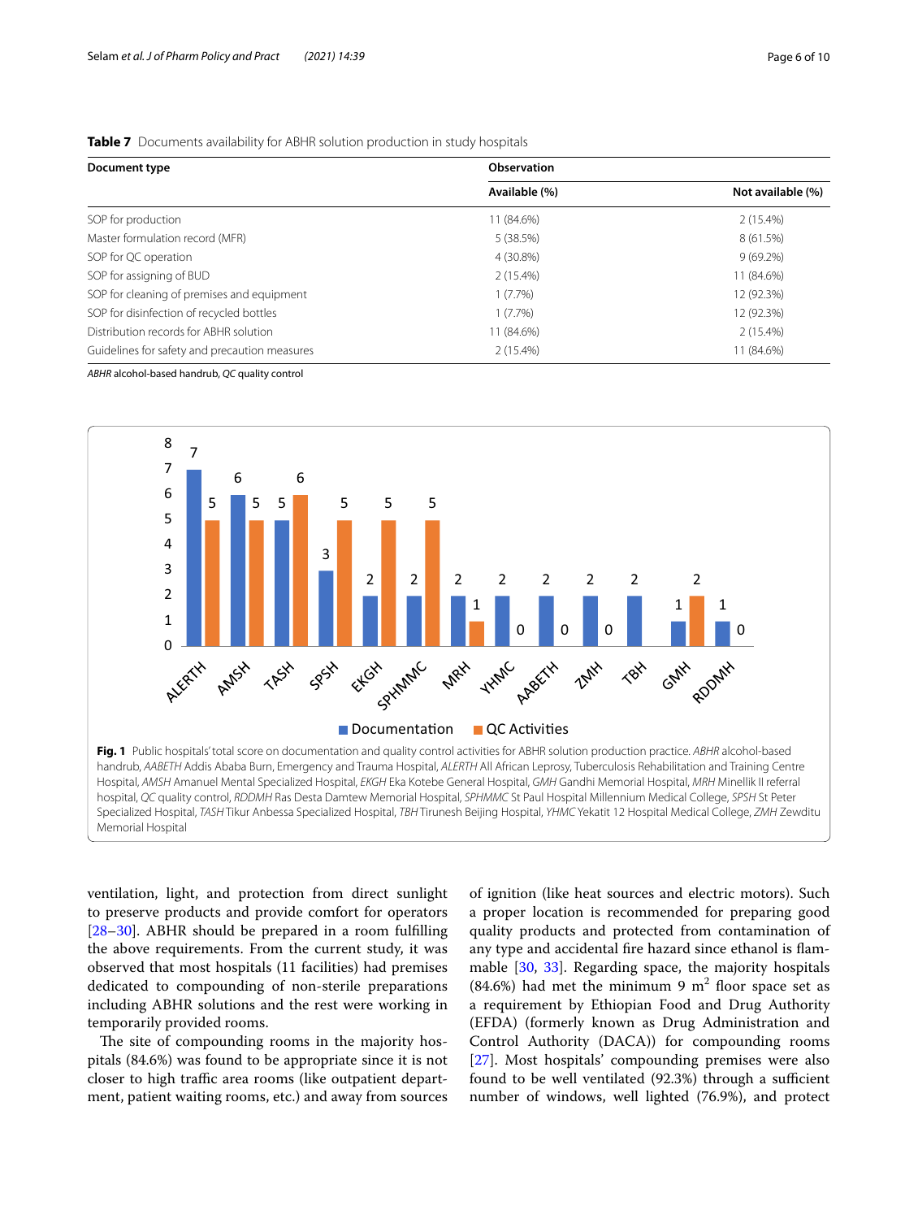**Table 7** Documents availability for ABHR solution production in study hospitals

| Document type | Observation | |
|---|---|---|
| | Available (%) | Not available (%) |
| SOP for production | 11 (84.6%) | 2 (15.4%) |
| Master formulation record (MFR) | 5 (38.5%) | 8 (61.5%) |
| SOP for QC operation | 4 (30.8%) | 9 (69.2%) |
| SOP for assigning of BUD | 2 (15.4%) | 11 (84.6%) |
| SOP for cleaning of premises and equipment | 1 (7.7%) | 12 (92.3%) |
| SOP for disinfection of recycled bottles | 1 (7.7%) | 12 (92.3%) |
| Distribution records for ABHR solution | 11 (84.6%) | 2 (15.4%) |
| Guidelines for safety and precaution measures | 2 (15.4%) | 11 (84.6%) |

*ABHR* alcohol-based handrub, *QC* quality control

**Fig. 1** Public hospitals' total score on documentation and quality control activities for ABHR solution production practice. *ABHR* alcohol-based handrub, *AABETH* Addis Ababa Burn, Emergency and Trauma Hospital, *ALERTH* All African Leprosy, Tuberculosis Rehabilitation and Training Centre Hospital, *AMSH* Amanuel Mental Specialized Hospital, *EKGH* Eka Kotebe General Hospital, *GMH* Gandhi Memorial Hospital, *MRH* Minellik II referral hospital, *QC* quality control, *RDDMH* Ras Desta Damtew Memorial Hospital, *SPHMMC* St Paul Hospital Millennium Medical College, *SPSH* St Peter Specialized Hospital, *TASH* Tikur Anbessa Specialized Hospital, *TBH* Tirunesh Beijing Hospital, *YHMC* Yekatit 12 Hospital Medical College, *ZMH* Zewditu Memorial Hospital

ventilation, light, and protection from direct sunlight to preserve products and provide comfort for operators [28–30]. ABHR should be prepared in a room fulfilling the above requirements. From the current study, it was observed that most hospitals (11 facilities) had premises dedicated to compounding of non-sterile preparations including ABHR solutions and the rest were working in temporarily provided rooms.

The site of compounding rooms in the majority hospitals (84.6%) was found to be appropriate since it is not closer to high traffic area rooms (like outpatient department, patient waiting rooms, etc.) and away from sources of ignition (like heat sources and electric motors). Such a proper location is recommended for preparing good quality products and protected from contamination of any type and accidental fire hazard since ethanol is flammable [30, 33]. Regarding space, the majority hospitals (84.6%) had met the minimum 9 $m^2$ floor space set as a requirement by Ethiopian Food and Drug Authority (EFDA) (formerly known as Drug Administration and Control Authority (DACA)) for compounding rooms [27]. Most hospitals' compounding premises were also found to be well ventilated (92.3%) through a sufficient number of windows, well lighted (76.9%), and protect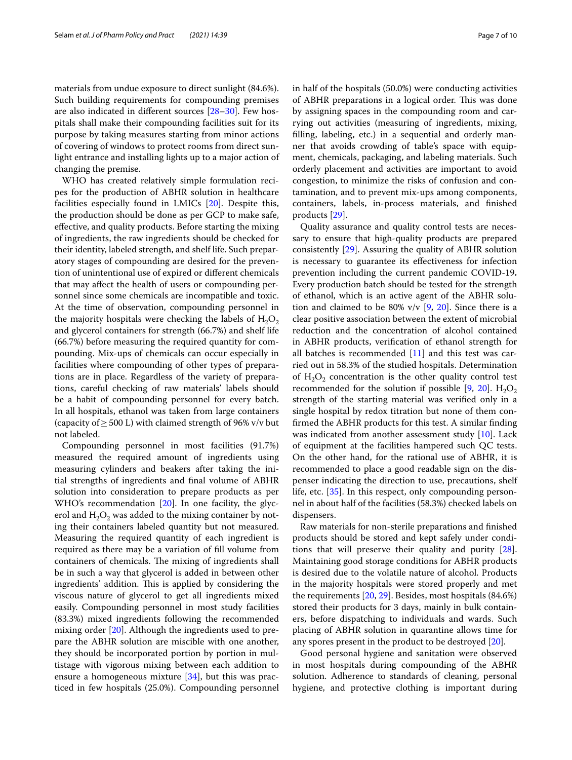materials from undue exposure to direct sunlight (84.6%). Such building requirements for compounding premises are also indicated in different sources [28–30]. Few hospitals shall make their compounding facilities suit for its purpose by taking measures starting from minor actions of covering of windows to protect rooms from direct sunlight entrance and installing lights up to a major action of changing the premise.

WHO has created relatively simple formulation recipes for the production of ABHR solution in healthcare facilities especially found in LMICs [20]. Despite this, the production should be done as per GCP to make safe, effective, and quality products. Before starting the mixing of ingredients, the raw ingredients should be checked for their identity, labeled strength, and shelf life. Such preparatory stages of compounding are desired for the prevention of unintentional use of expired or different chemicals that may affect the health of users or compounding personnel since some chemicals are incompatible and toxic. At the time of observation, compounding personnel in the majority hospitals were checking the labels of $H_2O_2$ and glycerol containers for strength (66.7%) and shelf life (66.7%) before measuring the required quantity for compounding. Mix-ups of chemicals can occur especially in facilities where compounding of other types of preparations are in place. Regardless of the variety of preparations, careful checking of raw materials' labels should be a habit of compounding personnel for every batch. In all hospitals, ethanol was taken from large containers (capacity of $\geq$ 500 L) with claimed strength of 96% v/v but not labeled.

Compounding personnel in most facilities (91.7%) measured the required amount of ingredients using measuring cylinders and beakers after taking the initial strengths of ingredients and final volume of ABHR solution into consideration to prepare products as per WHO's recommendation [20]. In one facility, the glycerol and $H_2O_2$ was added to the mixing container by noting their containers labeled quantity but not measured. Measuring the required quantity of each ingredient is required as there may be a variation of fill volume from containers of chemicals. The mixing of ingredients shall be in such a way that glycerol is added in between other ingredients' addition. This is applied by considering the viscous nature of glycerol to get all ingredients mixed easily. Compounding personnel in most study facilities (83.3%) mixed ingredients following the recommended mixing order [20]. Although the ingredients used to prepare the ABHR solution are miscible with one another, they should be incorporated portion by portion in multistage with vigorous mixing between each addition to ensure a homogeneous mixture [34], but this was practiced in few hospitals (25.0%). Compounding personnel in half of the hospitals (50.0%) were conducting activities of ABHR preparations in a logical order. This was done by assigning spaces in the compounding room and carrying out activities (measuring of ingredients, mixing, filling, labeling, etc.) in a sequential and orderly manner that avoids crowding of table's space with equipment, chemicals, packaging, and labeling materials. Such orderly placement and activities are important to avoid congestion, to minimize the risks of confusion and contamination, and to prevent mix-ups among components, containers, labels, in-process materials, and finished products [29].

Quality assurance and quality control tests are necessary to ensure that high-quality products are prepared consistently [29]. Assuring the quality of ABHR solution is necessary to guarantee its effectiveness for infection prevention including the current pandemic COVID-19**.** Every production batch should be tested for the strength of ethanol, which is an active agent of the ABHR solution and claimed to be 80% v/v [9, 20]. Since there is a clear positive association between the extent of microbial reduction and the concentration of alcohol contained in ABHR products, verification of ethanol strength for all batches is recommended [11] and this test was carried out in 58.3% of the studied hospitals. Determination of $H_2O_2$ concentration is the other quality control test recommended for the solution if possible [9, 20]. $H_2O_2$ strength of the starting material was verified only in a single hospital by redox titration but none of them confirmed the ABHR products for this test. A similar finding was indicated from another assessment study [10]. Lack of equipment at the facilities hampered such QC tests. On the other hand, for the rational use of ABHR, it is recommended to place a good readable sign on the dispenser indicating the direction to use, precautions, shelf life, etc. [35]. In this respect, only compounding personnel in about half of the facilities (58.3%) checked labels on dispensers.

Raw materials for non-sterile preparations and finished products should be stored and kept safely under conditions that will preserve their quality and purity [28]. Maintaining good storage conditions for ABHR products is desired due to the volatile nature of alcohol. Products in the majority hospitals were stored properly and met the requirements [20, 29]. Besides, most hospitals (84.6%) stored their products for 3 days, mainly in bulk containers, before dispatching to individuals and wards. Such placing of ABHR solution in quarantine allows time for any spores present in the product to be destroyed [20].

Good personal hygiene and sanitation were observed in most hospitals during compounding of the ABHR solution. Adherence to standards of cleaning, personal hygiene, and protective clothing is important during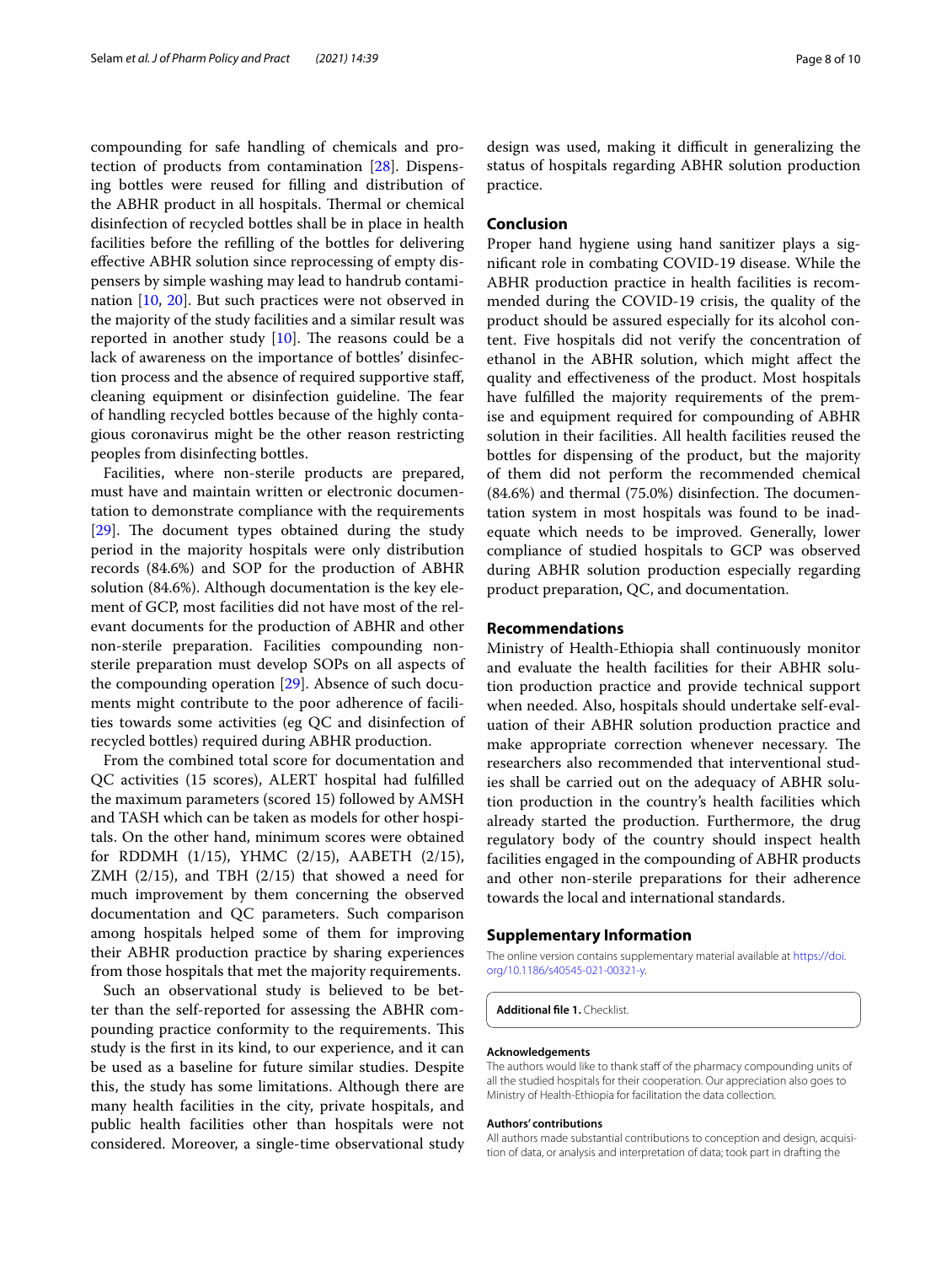compounding for safe handling of chemicals and protection of products from contamination [28]. Dispensing bottles were reused for filling and distribution of the ABHR product in all hospitals. Thermal or chemical disinfection of recycled bottles shall be in place in health facilities before the refilling of the bottles for delivering effective ABHR solution since reprocessing of empty dispensers by simple washing may lead to handrub contamination [10, 20]. But such practices were not observed in the majority of the study facilities and a similar result was reported in another study [10]. The reasons could be a lack of awareness on the importance of bottles' disinfection process and the absence of required supportive staff, cleaning equipment or disinfection guideline. The fear of handling recycled bottles because of the highly contagious coronavirus might be the other reason restricting peoples from disinfecting bottles.

Facilities, where non-sterile products are prepared, must have and maintain written or electronic documentation to demonstrate compliance with the requirements [29]. The document types obtained during the study period in the majority hospitals were only distribution records (84.6%) and SOP for the production of ABHR solution (84.6%). Although documentation is the key element of GCP, most facilities did not have most of the relevant documents for the production of ABHR and other non-sterile preparation. Facilities compounding non-sterile preparation must develop SOPs on all aspects of the compounding operation [29]. Absence of such documents might contribute to the poor adherence of facilities towards some activities (eg QC and disinfection of recycled bottles) required during ABHR production.

From the combined total score for documentation and QC activities (15 scores), ALERT hospital had fulfilled the maximum parameters (scored 15) followed by AMSH and TASH which can be taken as models for other hospitals. On the other hand, minimum scores were obtained for RDDMH (1/15), YHMC (2/15), AABETH (2/15), ZMH (2/15), and TBH (2/15) that showed a need for much improvement by them concerning the observed documentation and QC parameters. Such comparison among hospitals helped some of them for improving their ABHR production practice by sharing experiences from those hospitals that met the majority requirements.

Such an observational study is believed to be better than the self-reported for assessing the ABHR compounding practice conformity to the requirements. This study is the first in its kind, to our experience, and it can be used as a baseline for future similar studies. Despite this, the study has some limitations. Although there are many health facilities in the city, private hospitals, and public health facilities other than hospitals were not considered. Moreover, a single-time observational study design was used, making it difficult in generalizing the status of hospitals regarding ABHR solution production practice.

## Conclusion

Proper hand hygiene using hand sanitizer plays a significant role in combating COVID-19 disease. While the ABHR production practice in health facilities is recommended during the COVID-19 crisis, the quality of the product should be assured especially for its alcohol content. Five hospitals did not verify the concentration of ethanol in the ABHR solution, which might affect the quality and effectiveness of the product. Most hospitals have fulfilled the majority requirements of the premise and equipment required for compounding of ABHR solution in their facilities. All health facilities reused the bottles for dispensing of the product, but the majority of them did not perform the recommended chemical (84.6%) and thermal (75.0%) disinfection. The documentation system in most hospitals was found to be inadequate which needs to be improved. Generally, lower compliance of studied hospitals to GCP was observed during ABHR solution production especially regarding product preparation, QC, and documentation.

## Recommendations

Ministry of Health-Ethiopia shall continuously monitor and evaluate the health facilities for their ABHR solution production practice and provide technical support when needed. Also, hospitals should undertake self-evaluation of their ABHR solution production practice and make appropriate correction whenever necessary. The researchers also recommended that interventional studies shall be carried out on the adequacy of ABHR solution production in the country's health facilities which already started the production. Furthermore, the drug regulatory body of the country should inspect health facilities engaged in the compounding of ABHR products and other non-sterile preparations for their adherence towards the local and international standards.

## Supplementary Information

The online version contains supplementary material available at https://doi.org/10.1186/s40545-021-00321-y.

**Additional file 1.** Checklist.

#### Acknowledgements

The authors would like to thank staff of the pharmacy compounding units of all the studied hospitals for their cooperation. Our appreciation also goes to Ministry of Health-Ethiopia for facilitation the data collection.

#### Authors' contributions

All authors made substantial contributions to conception and design, acquisition of data, or analysis and interpretation of data; took part in drafting the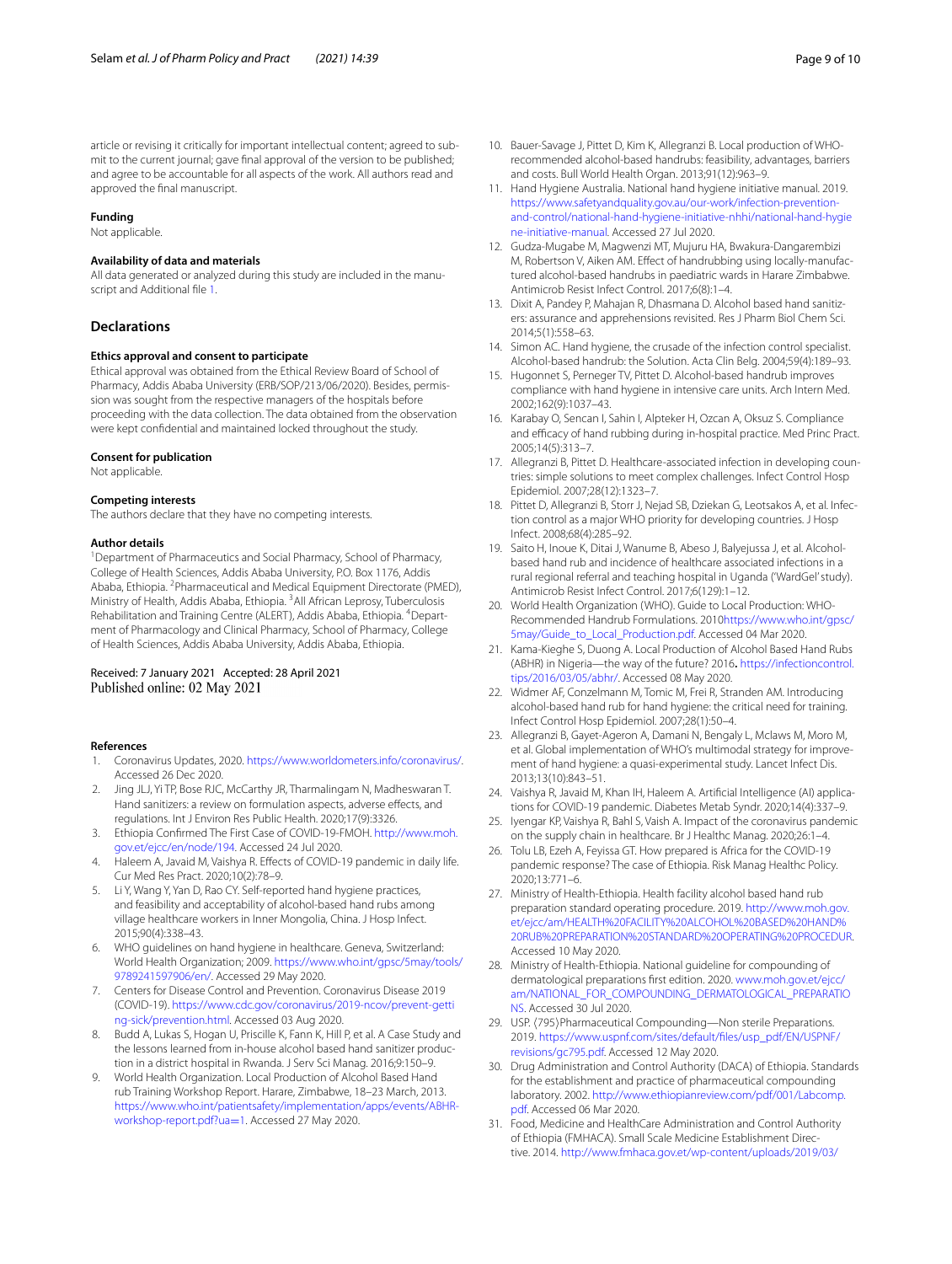article or revising it critically for important intellectual content; agreed to submit to the current journal; gave final approval of the version to be published; and agree to be accountable for all aspects of the work. All authors read and approved the final manuscript.

### Funding
Not applicable.

### Availability of data and materials
All data generated or analyzed during this study are included in the manuscript and Additional file 1.

## Declarations

### Ethics approval and consent to participate
Ethical approval was obtained from the Ethical Review Board of School of Pharmacy, Addis Ababa University (ERB/SOP/213/06/2020). Besides, permission was sought from the respective managers of the hospitals before proceeding with the data collection. The data obtained from the observation were kept confidential and maintained locked throughout the study.

### Consent for publication
Not applicable.

### Competing interests
The authors declare that they have no competing interests.

### Author details
[1]Department of Pharmaceutics and Social Pharmacy, School of Pharmacy, College of Health Sciences, Addis Ababa University, P.O. Box 1176, Addis Ababa, Ethiopia. [2]Pharmaceutical and Medical Equipment Directorate (PMED), Ministry of Health, Addis Ababa, Ethiopia. [3]All African Leprosy, Tuberculosis Rehabilitation and Training Centre (ALERT), Addis Ababa, Ethiopia. [4]Department of Pharmacology and Clinical Pharmacy, School of Pharmacy, College of Health Sciences, Addis Ababa University, Addis Ababa, Ethiopia.

Received: 7 January 2021 Accepted: 28 April 2021
Published online: 02 May 2021

### References
1. Coronavirus Updates, 2020. https://www.worldometers.info/coronavirus/. Accessed 26 Dec 2020.
2. Jing JLJ, Yi TP, Bose RJC, McCarthy JR, Tharmalingam N, Madheswaran T. Hand sanitizers: a review on formulation aspects, adverse effects, and regulations. Int J Environ Res Public Health. 2020;17(9):3326.
3. Ethiopia Confirmed The First Case of COVID-19-FMOH. http://www.moh.gov.et/ejcc/en/node/194. Accessed 24 Jul 2020.
4. Haleem A, Javaid M, Vaishya R. Effects of COVID-19 pandemic in daily life. Cur Med Res Pract. 2020;10(2):78–9.
5. Li Y, Wang Y, Yan D, Rao CY. Self-reported hand hygiene practices, and feasibility and acceptability of alcohol-based hand rubs among village healthcare workers in Inner Mongolia, China. J Hosp Infect. 2015;90(4):338–43.
6. WHO guidelines on hand hygiene in healthcare. Geneva, Switzerland: World Health Organization; 2009. https://www.who.int/gpsc/5may/tools/9789241597906/en/. Accessed 29 May 2020.
7. Centers for Disease Control and Prevention. Coronavirus Disease 2019 (COVID-19). https://www.cdc.gov/coronavirus/2019-ncov/prevent-getting-sick/prevention.html. Accessed 03 Aug 2020.
8. Budd A, Lukas S, Hogan U, Priscille K, Fann K, Hill P, et al. A Case Study and the lessons learned from in-house alcohol based hand sanitizer production in a district hospital in Rwanda. J Serv Sci Manag. 2016;9:150–9.
9. World Health Organization. Local Production of Alcohol Based Hand rub Training Workshop Report. Harare, Zimbabwe, 18–23 March, 2013. https://www.who.int/patientsafety/implementation/apps/events/ABHR-workshop-report.pdf?ua=1. Accessed 27 May 2020.
10. Bauer-Savage J, Pittet D, Kim K, Allegranzi B. Local production of WHO-recommended alcohol-based handrubs: feasibility, advantages, barriers and costs. Bull World Health Organ. 2013;91(12):963–9.
11. Hand Hygiene Australia. National hand hygiene initiative manual. 2019. https://www.safetyandquality.gov.au/our-work/infection-prevention-and-control/national-hand-hygiene-initiative-nhhi/national-hand-hygiene-initiative-manual. Accessed 27 Jul 2020.
12. Gudza-Mugabe M, Magwenzi MT, Mujuru HA, Bwakura-Dangarembizi M, Robertson V, Aiken AM. Effect of handrubbing using locally-manufactured alcohol-based handrubs in paediatric wards in Harare Zimbabwe. Antimicrob Resist Infect Control. 2017;6(8):1–4.
13. Dixit A, Pandey P, Mahajan R, Dhasmana D. Alcohol based hand sanitizers: assurance and apprehensions revisited. Res J Pharm Biol Chem Sci. 2014;5(1):558–63.
14. Simon AC. Hand hygiene, the crusade of the infection control specialist. Alcohol-based handrub: the Solution. Acta Clin Belg. 2004;59(4):189–93.
15. Hugonnet S, Perneger TV, Pittet D. Alcohol-based handrub improves compliance with hand hygiene in intensive care units. Arch Intern Med. 2002;162(9):1037–43.
16. Karabay O, Sencan I, Sahin I, Alpteker H, Ozcan A, Oksuz S. Compliance and efficacy of hand rubbing during in-hospital practice. Med Princ Pract. 2005;14(5):313–7.
17. Allegranzi B, Pittet D. Healthcare-associated infection in developing countries: simple solutions to meet complex challenges. Infect Control Hosp Epidemiol. 2007;28(12):1323–7.
18. Pittet D, Allegranzi B, Storr J, Nejad SB, Dziekan G, Leotsakos A, et al. Infection control as a major WHO priority for developing countries. J Hosp Infect. 2008;68(4):285–92.
19. Saito H, Inoue K, Ditai J, Wanume B, Abeso J, Balyejussa J, et al. Alcohol-based hand rub and incidence of healthcare associated infections in a rural regional referral and teaching hospital in Uganda ('WardGel' study). Antimicrob Resist Infect Control. 2017;6(129):1–12.
20. World Health Organization (WHO). Guide to Local Production: WHO-Recommended Handrub Formulations. 2010https://www.who.int/gpsc/5may/Guide_to_Local_Production.pdf. Accessed 04 Mar 2020.
21. Kama-Kieghe S, Duong A. Local Production of Alcohol Based Hand Rubs (ABHR) in Nigeria—the way of the future? 2016**.** https://infectioncontrol.tips/2016/03/05/abhr/. Accessed 08 May 2020.
22. Widmer AF, Conzelmann M, Tomic M, Frei R, Stranden AM. Introducing alcohol-based hand rub for hand hygiene: the critical need for training. Infect Control Hosp Epidemiol. 2007;28(1):50–4.
23. Allegranzi B, Gayet-Ageron A, Damani N, Bengaly L, Mclaws M, Moro M, et al. Global implementation of WHO's multimodal strategy for improvement of hand hygiene: a quasi-experimental study. Lancet Infect Dis. 2013;13(10):843–51.
24. Vaishya R, Javaid M, Khan IH, Haleem A. Artificial Intelligence (AI) applications for COVID-19 pandemic. Diabetes Metab Syndr. 2020;14(4):337–9.
25. Iyengar KP, Vaishya R, Bahl S, Vaish A. Impact of the coronavirus pandemic on the supply chain in healthcare. Br J Healthc Manag. 2020;26:1–4.
26. Tolu LB, Ezeh A, Feyissa GT. How prepared is Africa for the COVID-19 pandemic response? The case of Ethiopia. Risk Manag Healthc Policy. 2020;13:771–6.
27. Ministry of Health-Ethiopia. Health facility alcohol based hand rub preparation standard operating procedure. 2019. http://www.moh.gov.et/ejcc/am/HEALTH%20FACILITY%20ALCOHOL%20BASED%20HAND%20RUB%20PREPARATION%20STANDARD%20OPERATING%20PROCEDUR. Accessed 10 May 2020.
28. Ministry of Health-Ethiopia. National guideline for compounding of dermatological preparations first edition. 2020. www.moh.gov.et/ejcc/am/NATIONAL_FOR_COMPOUNDING_DERMATOLOGICAL_PREPARATIONS. Accessed 30 Jul 2020.
29. USP. ⟨795⟩Pharmaceutical Compounding—Non sterile Preparations. 2019. https://www.uspnf.com/sites/default/files/usp_pdf/EN/USPNF/revisions/gc795.pdf. Accessed 12 May 2020.
30. Drug Administration and Control Authority (DACA) of Ethiopia. Standards for the establishment and practice of pharmaceutical compounding laboratory. 2002. http://www.ethiopianreview.com/pdf/001/Labcomp.pdf. Accessed 06 Mar 2020.
31. Food, Medicine and HealthCare Administration and Control Authority of Ethiopia (FMHACA). Small Scale Medicine Establishment Directive. 2014. http://www.fmhaca.gov.et/wp-content/uploads/2019/03/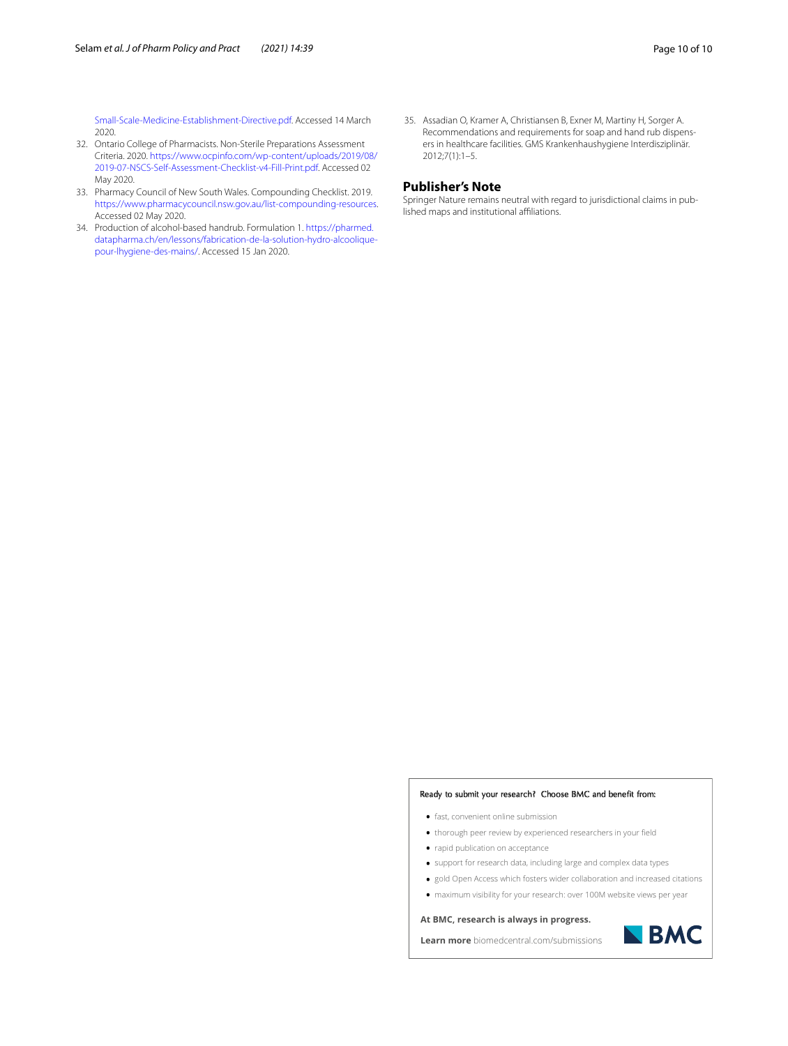Small-Scale-Medicine-Establishment-Directive.pdf. Accessed 14 March 2020.

32. Ontario College of Pharmacists. Non-Sterile Preparations Assessment Criteria. 2020. https://www.ocpinfo.com/wp-content/uploads/2019/08/2019-07-NSCS-Self-Assessment-Checklist-v4-Fill-Print.pdf. Accessed 02 May 2020.
33. Pharmacy Council of New South Wales. Compounding Checklist. 2019. https://www.pharmacycouncil.nsw.gov.au/list-compounding-resources. Accessed 02 May 2020.
34. Production of alcohol-based handrub. Formulation 1. https://pharmed.datapharma.ch/en/lessons/fabrication-de-la-solution-hydro-alcoolique-pour-lhygiene-des-mains/. Accessed 15 Jan 2020.
35. Assadian O, Kramer A, Christiansen B, Exner M, Martiny H, Sorger A. Recommendations and requirements for soap and hand rub dispensers in healthcare facilities. GMS Krankenhaushygiene Interdisziplinär. 2012;7(1):1–5.

## Publisher's Note

Springer Nature remains neutral with regard to jurisdictional claims in published maps and institutional affiliations.

Ready to submit your research? Choose BMC and benefit from:

- fast, convenient online submission
- thorough peer review by experienced researchers in your field
- rapid publication on acceptance
- support for research data, including large and complex data types
- gold Open Access which fosters wider collaboration and increased citations
- maximum visibility for your research: over 100M website views per year

**At BMC, research is always in progress.**

**Learn more** biomedcentral.com/submissions

BMC